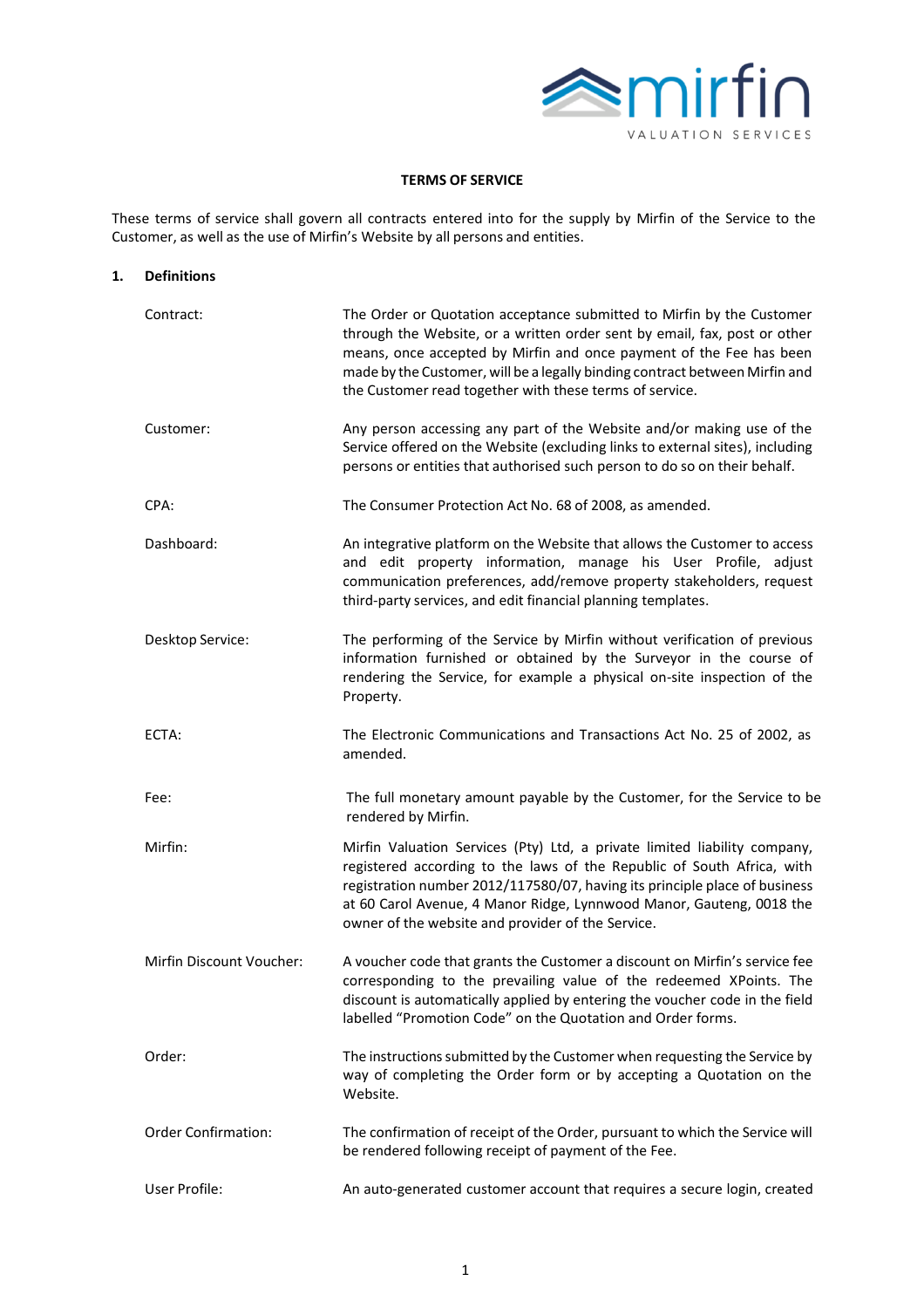# TERMS OF SERVICE

These terms of service shall govern all contracts entered into for the supply by Mirfin of the Service to the Customer, as well as the use of Mirfin's Website by all persons and entities.

## 1. Definitions

| | |
|---|---|
| Contract: | The Order or Quotation acceptance submitted to Mirfin by the Customer through the Website, or a written order sent by email, fax, post or other means, once accepted by Mirfin and once payment of the Fee has been made by the Customer, will be a legally binding contract between Mirfin and the Customer read together with these terms of service. |
| Customer: | Any person accessing any part of the Website and/or making use of the Service offered on the Website (excluding links to external sites), including persons or entities that authorised such person to do so on their behalf. |
| CPA: | The Consumer Protection Act No. 68 of 2008, as amended. |
| Dashboard: | An integrative platform on the Website that allows the Customer to access and edit property information, manage his User Profile, adjust communication preferences, add/remove property stakeholders, request third-party services, and edit financial planning templates. |
| Desktop Service: | The performing of the Service by Mirfin without verification of previous information furnished or obtained by the Surveyor in the course of rendering the Service, for example a physical on-site inspection of the Property. |
| ECTA: | The Electronic Communications and Transactions Act No. 25 of 2002, as amended. |
| Fee: | The full monetary amount payable by the Customer, for the Service to be rendered by Mirfin. |
| Mirfin: | Mirfin Valuation Services (Pty) Ltd, a private limited liability company, registered according to the laws of the Republic of South Africa, with registration number 2012/117580/07, having its principle place of business at 60 Carol Avenue, 4 Manor Ridge, Lynnwood Manor, Gauteng, 0018 the owner of the website and provider of the Service. |
| Mirfin Discount Voucher: | A voucher code that grants the Customer a discount on Mirfin's service fee corresponding to the prevailing value of the redeemed XPoints. The discount is automatically applied by entering the voucher code in the field labelled "Promotion Code" on the Quotation and Order forms. |
| Order: | The instructions submitted by the Customer when requesting the Service by way of completing the Order form or by accepting a Quotation on the Website. |
| Order Confirmation: | The confirmation of receipt of the Order, pursuant to which the Service will be rendered following receipt of payment of the Fee. |
| User Profile: | An auto-generated customer account that requires a secure login, created |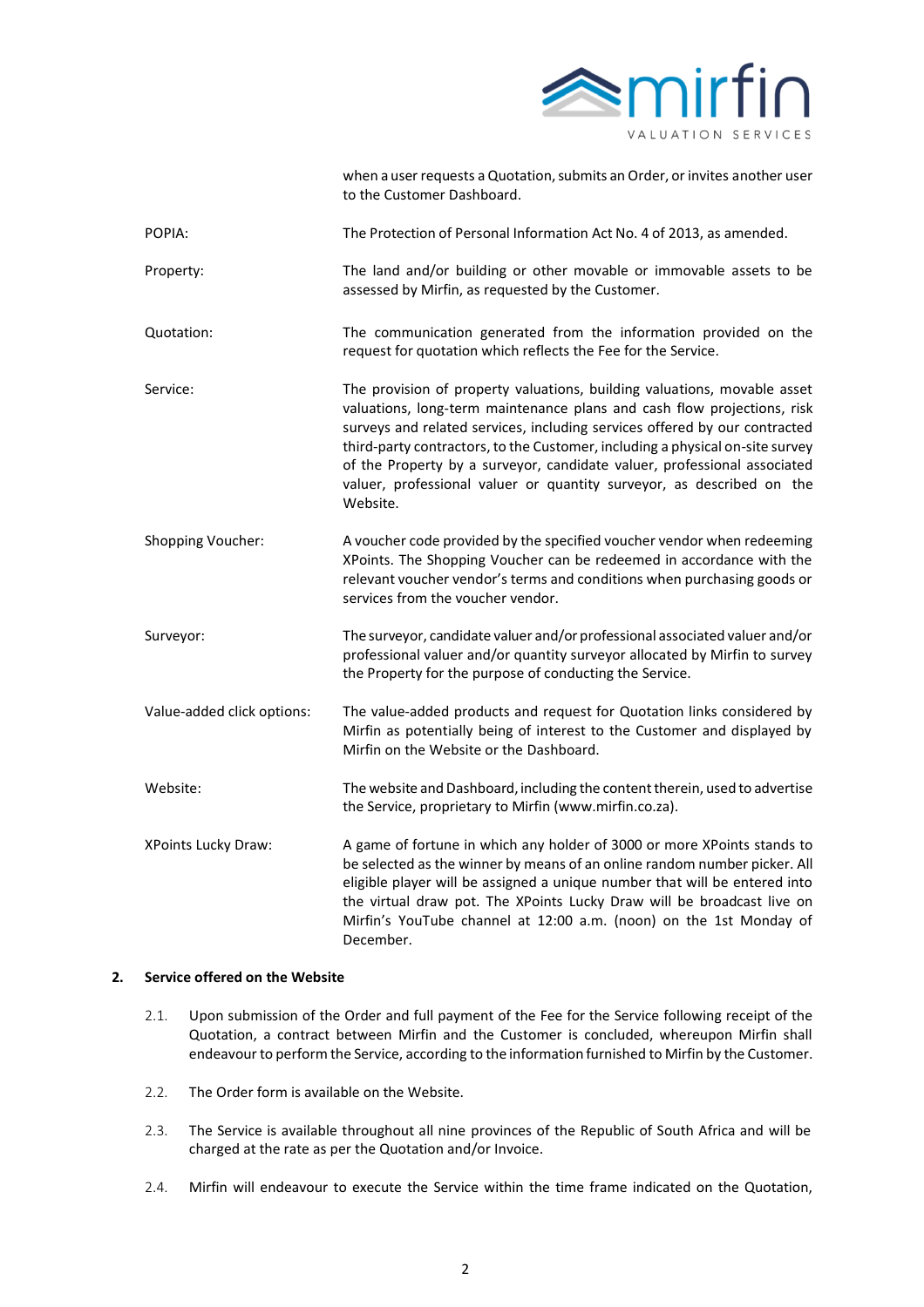when a user requests a Quotation, submits an Order, or invites another user to the Customer Dashboard.

| | |
|---|---|
| POPIA: | The Protection of Personal Information Act No. 4 of 2013, as amended. |
| Property: | The land and/or building or other movable or immovable assets to be assessed by Mirfin, as requested by the Customer. |
| Quotation: | The communication generated from the information provided on the request for quotation which reflects the Fee for the Service. |
| Service: | The provision of property valuations, building valuations, movable asset valuations, long-term maintenance plans and cash flow projections, risk surveys and related services, including services offered by our contracted third-party contractors, to the Customer, including a physical on-site survey of the Property by a surveyor, candidate valuer, professional associated valuer, professional valuer or quantity surveyor, as described on the Website. |
| Shopping Voucher: | A voucher code provided by the specified voucher vendor when redeeming XPoints. The Shopping Voucher can be redeemed in accordance with the relevant voucher vendor's terms and conditions when purchasing goods or services from the voucher vendor. |
| Surveyor: | The surveyor, candidate valuer and/or professional associated valuer and/or professional valuer and/or quantity surveyor allocated by Mirfin to survey the Property for the purpose of conducting the Service. |
| Value-added click options: | The value-added products and request for Quotation links considered by Mirfin as potentially being of interest to the Customer and displayed by Mirfin on the Website or the Dashboard. |
| Website: | The website and Dashboard, including the content therein, used to advertise the Service, proprietary to Mirfin (www.mirfin.co.za). |
| XPoints Lucky Draw: | A game of fortune in which any holder of 3000 or more XPoints stands to be selected as the winner by means of an online random number picker. All eligible player will be assigned a unique number that will be entered into the virtual draw pot. The XPoints Lucky Draw will be broadcast live on Mirfin's YouTube channel at 12:00 a.m. (noon) on the 1st Monday of December. |

## 2. Service offered on the Website

2.1. Upon submission of the Order and full payment of the Fee for the Service following receipt of the Quotation, a contract between Mirfin and the Customer is concluded, whereupon Mirfin shall endeavour to perform the Service, according to the information furnished to Mirfin by the Customer.

2.2. The Order form is available on the Website.

2.3. The Service is available throughout all nine provinces of the Republic of South Africa and will be charged at the rate as per the Quotation and/or Invoice.

2.4. Mirfin will endeavour to execute the Service within the time frame indicated on the Quotation,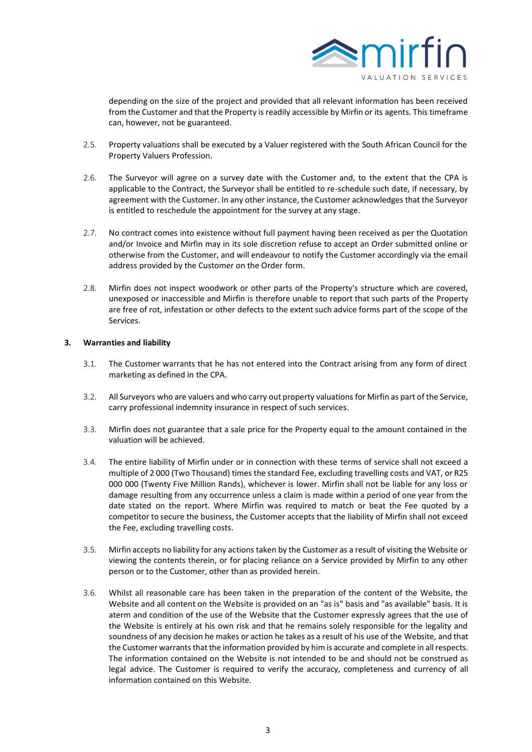depending on the size of the project and provided that all relevant information has been received from the Customer and that the Property is readily accessible by Mirfin or its agents. This timeframe can, however, not be guaranteed.

2.5. Property valuations shall be executed by a Valuer registered with the South African Council for the Property Valuers Profession.

2.6. The Surveyor will agree on a survey date with the Customer and, to the extent that the CPA is applicable to the Contract, the Surveyor shall be entitled to re-schedule such date, if necessary, by agreement with the Customer. In any other instance, the Customer acknowledges that the Surveyor is entitled to reschedule the appointment for the survey at any stage.

2.7. No contract comes into existence without full payment having been received as per the Quotation and/or Invoice and Mirfin may in its sole discretion refuse to accept an Order submitted online or otherwise from the Customer, and will endeavour to notify the Customer accordingly via the email address provided by the Customer on the Order form.

2.8. Mirfin does not inspect woodwork or other parts of the Property's structure which are covered, unexposed or inaccessible and Mirfin is therefore unable to report that such parts of the Property are free of rot, infestation or other defects to the extent such advice forms part of the scope of the Services.

**3. Warranties and liability**

3.1. The Customer warrants that he has not entered into the Contract arising from any form of direct marketing as defined in the CPA.

3.2. All Surveyors who are valuers and who carry out property valuations for Mirfin as part of the Service, carry professional indemnity insurance in respect of such services.

3.3. Mirfin does not guarantee that a sale price for the Property equal to the amount contained in the valuation will be achieved.

3.4. The entire liability of Mirfin under or in connection with these terms of service shall not exceed a multiple of 2 000 (Two Thousand) times the standard Fee, excluding travelling costs and VAT, or R25 000 000 (Twenty Five Million Rands), whichever is lower. Mirfin shall not be liable for any loss or damage resulting from any occurrence unless a claim is made within a period of one year from the date stated on the report. Where Mirfin was required to match or beat the Fee quoted by a competitor to secure the business, the Customer accepts that the liability of Mirfin shall not exceed the Fee, excluding travelling costs.

3.5. Mirfin accepts no liability for any actions taken by the Customer as a result of visiting the Website or viewing the contents therein, or for placing reliance on a Service provided by Mirfin to any other person or to the Customer, other than as provided herein.

3.6. Whilst all reasonable care has been taken in the preparation of the content of the Website, the Website and all content on the Website is provided on an "as is" basis and "as available" basis. It is aterm and condition of the use of the Website that the Customer expressly agrees that the use of the Website is entirely at his own risk and that he remains solely responsible for the legality and soundness of any decision he makes or action he takes as a result of his use of the Website, and that the Customer warrants that the information provided by him is accurate and complete in all respects. The information contained on the Website is not intended to be and should not be construed as legal advice. The Customer is required to verify the accuracy, completeness and currency of all information contained on this Website.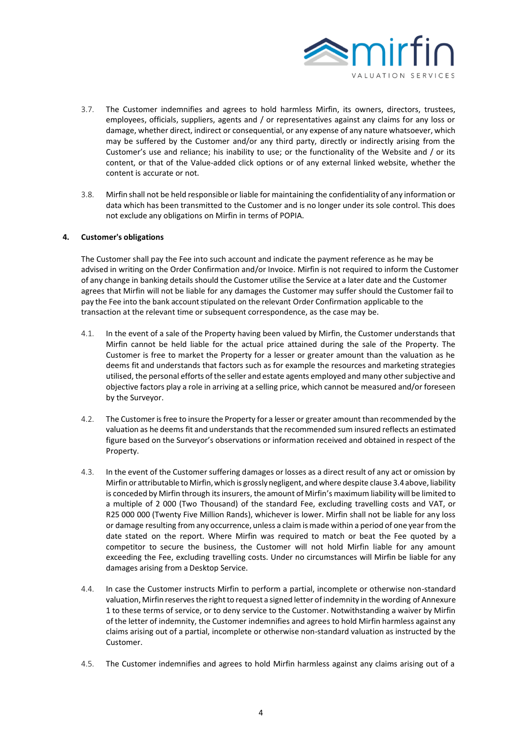3.7. The Customer indemnifies and agrees to hold harmless Mirfin, its owners, directors, trustees, employees, officials, suppliers, agents and / or representatives against any claims for any loss or damage, whether direct, indirect or consequential, or any expense of any nature whatsoever, which may be suffered by the Customer and/or any third party, directly or indirectly arising from the Customer's use and reliance; his inability to use; or the functionality of the Website and / or its content, or that of the Value-added click options or of any external linked website, whether the content is accurate or not.

3.8. Mirfin shall not be held responsible or liable for maintaining the confidentiality of any information or data which has been transmitted to the Customer and is no longer under its sole control. This does not exclude any obligations on Mirfin in terms of POPIA.

## 4. Customer's obligations

The Customer shall pay the Fee into such account and indicate the payment reference as he may be advised in writing on the Order Confirmation and/or Invoice. Mirfin is not required to inform the Customer of any change in banking details should the Customer utilise the Service at a later date and the Customer agrees that Mirfin will not be liable for any damages the Customer may suffer should the Customer fail to pay the Fee into the bank account stipulated on the relevant Order Confirmation applicable to the transaction at the relevant time or subsequent correspondence, as the case may be.

4.1. In the event of a sale of the Property having been valued by Mirfin, the Customer understands that Mirfin cannot be held liable for the actual price attained during the sale of the Property. The Customer is free to market the Property for a lesser or greater amount than the valuation as he deems fit and understands that factors such as for example the resources and marketing strategies utilised, the personal efforts of the seller and estate agents employed and many other subjective and objective factors play a role in arriving at a selling price, which cannot be measured and/or foreseen by the Surveyor.

4.2. The Customer is free to insure the Property for a lesser or greater amount than recommended by the valuation as he deems fit and understands that the recommended sum insured reflects an estimated figure based on the Surveyor's observations or information received and obtained in respect of the Property.

4.3. In the event of the Customer suffering damages or losses as a direct result of any act or omission by Mirfin or attributable to Mirfin, which is grossly negligent, and where despite clause 3.4 above, liability is conceded by Mirfin through its insurers, the amount of Mirfin's maximum liability will be limited to a multiple of 2 000 (Two Thousand) of the standard Fee, excluding travelling costs and VAT, or R25 000 000 (Twenty Five Million Rands), whichever is lower. Mirfin shall not be liable for any loss or damage resulting from any occurrence, unless a claim is made within a period of one year from the date stated on the report. Where Mirfin was required to match or beat the Fee quoted by a competitor to secure the business, the Customer will not hold Mirfin liable for any amount exceeding the Fee, excluding travelling costs. Under no circumstances will Mirfin be liable for any damages arising from a Desktop Service.

4.4. In case the Customer instructs Mirfin to perform a partial, incomplete or otherwise non-standard valuation, Mirfin reserves the right to request a signed letter of indemnity in the wording of Annexure 1 to these terms of service, or to deny service to the Customer. Notwithstanding a waiver by Mirfin of the letter of indemnity, the Customer indemnifies and agrees to hold Mirfin harmless against any claims arising out of a partial, incomplete or otherwise non-standard valuation as instructed by the Customer.

4.5. The Customer indemnifies and agrees to hold Mirfin harmless against any claims arising out of a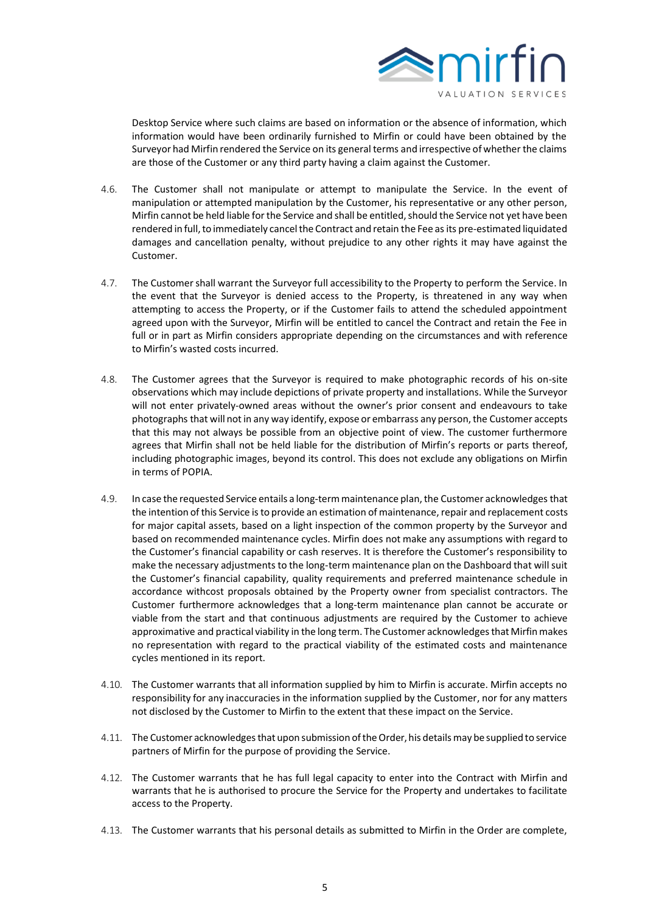Desktop Service where such claims are based on information or the absence of information, which information would have been ordinarily furnished to Mirfin or could have been obtained by the Surveyor had Mirfin rendered the Service on its general terms and irrespective of whether the claims are those of the Customer or any third party having a claim against the Customer.

4.6. The Customer shall not manipulate or attempt to manipulate the Service. In the event of manipulation or attempted manipulation by the Customer, his representative or any other person, Mirfin cannot be held liable for the Service and shall be entitled, should the Service not yet have been rendered in full, to immediately cancel the Contract and retain the Fee as its pre-estimated liquidated damages and cancellation penalty, without prejudice to any other rights it may have against the Customer.

4.7. The Customer shall warrant the Surveyor full accessibility to the Property to perform the Service. In the event that the Surveyor is denied access to the Property, is threatened in any way when attempting to access the Property, or if the Customer fails to attend the scheduled appointment agreed upon with the Surveyor, Mirfin will be entitled to cancel the Contract and retain the Fee in full or in part as Mirfin considers appropriate depending on the circumstances and with reference to Mirfin's wasted costs incurred.

4.8. The Customer agrees that the Surveyor is required to make photographic records of his on-site observations which may include depictions of private property and installations. While the Surveyor will not enter privately-owned areas without the owner's prior consent and endeavours to take photographs that will not in any way identify, expose or embarrass any person, the Customer accepts that this may not always be possible from an objective point of view. The customer furthermore agrees that Mirfin shall not be held liable for the distribution of Mirfin's reports or parts thereof, including photographic images, beyond its control. This does not exclude any obligations on Mirfin in terms of POPIA.

4.9. In case the requested Service entails a long-term maintenance plan, the Customer acknowledges that the intention of this Service is to provide an estimation of maintenance, repair and replacement costs for major capital assets, based on a light inspection of the common property by the Surveyor and based on recommended maintenance cycles. Mirfin does not make any assumptions with regard to the Customer's financial capability or cash reserves. It is therefore the Customer's responsibility to make the necessary adjustments to the long-term maintenance plan on the Dashboard that will suit the Customer's financial capability, quality requirements and preferred maintenance schedule in accordance withcost proposals obtained by the Property owner from specialist contractors. The Customer furthermore acknowledges that a long-term maintenance plan cannot be accurate or viable from the start and that continuous adjustments are required by the Customer to achieve approximative and practical viability in the long term. The Customer acknowledges that Mirfin makes no representation with regard to the practical viability of the estimated costs and maintenance cycles mentioned in its report.

4.10. The Customer warrants that all information supplied by him to Mirfin is accurate. Mirfin accepts no responsibility for any inaccuracies in the information supplied by the Customer, nor for any matters not disclosed by the Customer to Mirfin to the extent that these impact on the Service.

4.11. The Customer acknowledges that upon submission of the Order, his details may be supplied to service partners of Mirfin for the purpose of providing the Service.

4.12. The Customer warrants that he has full legal capacity to enter into the Contract with Mirfin and warrants that he is authorised to procure the Service for the Property and undertakes to facilitate access to the Property.

4.13. The Customer warrants that his personal details as submitted to Mirfin in the Order are complete,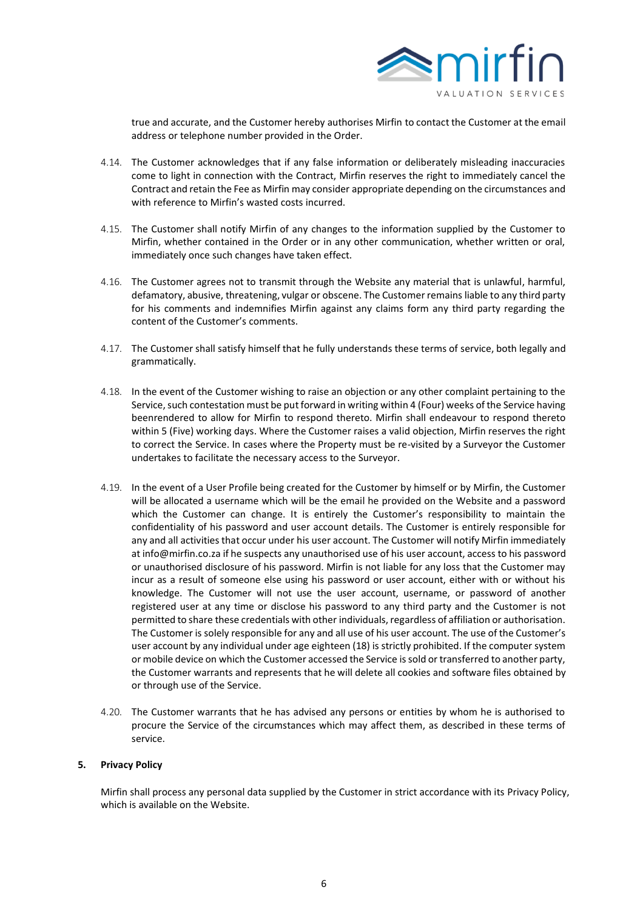true and accurate, and the Customer hereby authorises Mirfin to contact the Customer at the email address or telephone number provided in the Order.

4.14. The Customer acknowledges that if any false information or deliberately misleading inaccuracies come to light in connection with the Contract, Mirfin reserves the right to immediately cancel the Contract and retain the Fee as Mirfin may consider appropriate depending on the circumstances and with reference to Mirfin's wasted costs incurred.

4.15. The Customer shall notify Mirfin of any changes to the information supplied by the Customer to Mirfin, whether contained in the Order or in any other communication, whether written or oral, immediately once such changes have taken effect.

4.16. The Customer agrees not to transmit through the Website any material that is unlawful, harmful, defamatory, abusive, threatening, vulgar or obscene. The Customer remains liable to any third party for his comments and indemnifies Mirfin against any claims form any third party regarding the content of the Customer's comments.

4.17. The Customer shall satisfy himself that he fully understands these terms of service, both legally and grammatically.

4.18. In the event of the Customer wishing to raise an objection or any other complaint pertaining to the Service, such contestation must be put forward in writing within 4 (Four) weeks of the Service having beenrendered to allow for Mirfin to respond thereto. Mirfin shall endeavour to respond thereto within 5 (Five) working days. Where the Customer raises a valid objection, Mirfin reserves the right to correct the Service. In cases where the Property must be re-visited by a Surveyor the Customer undertakes to facilitate the necessary access to the Surveyor.

4.19. In the event of a User Profile being created for the Customer by himself or by Mirfin, the Customer will be allocated a username which will be the email he provided on the Website and a password which the Customer can change. It is entirely the Customer's responsibility to maintain the confidentiality of his password and user account details. The Customer is entirely responsible for any and all activities that occur under his user account. The Customer will notify Mirfin immediately at info@mirfin.co.za if he suspects any unauthorised use of his user account, access to his password or unauthorised disclosure of his password. Mirfin is not liable for any loss that the Customer may incur as a result of someone else using his password or user account, either with or without his knowledge. The Customer will not use the user account, username, or password of another registered user at any time or disclose his password to any third party and the Customer is not permitted to share these credentials with other individuals, regardless of affiliation or authorisation. The Customer is solely responsible for any and all use of his user account. The use of the Customer's user account by any individual under age eighteen (18) is strictly prohibited. If the computer system or mobile device on which the Customer accessed the Service is sold or transferred to another party, the Customer warrants and represents that he will delete all cookies and software files obtained by or through use of the Service.

4.20. The Customer warrants that he has advised any persons or entities by whom he is authorised to procure the Service of the circumstances which may affect them, as described in these terms of service.

## 5. Privacy Policy

Mirfin shall process any personal data supplied by the Customer in strict accordance with its Privacy Policy, which is available on the Website.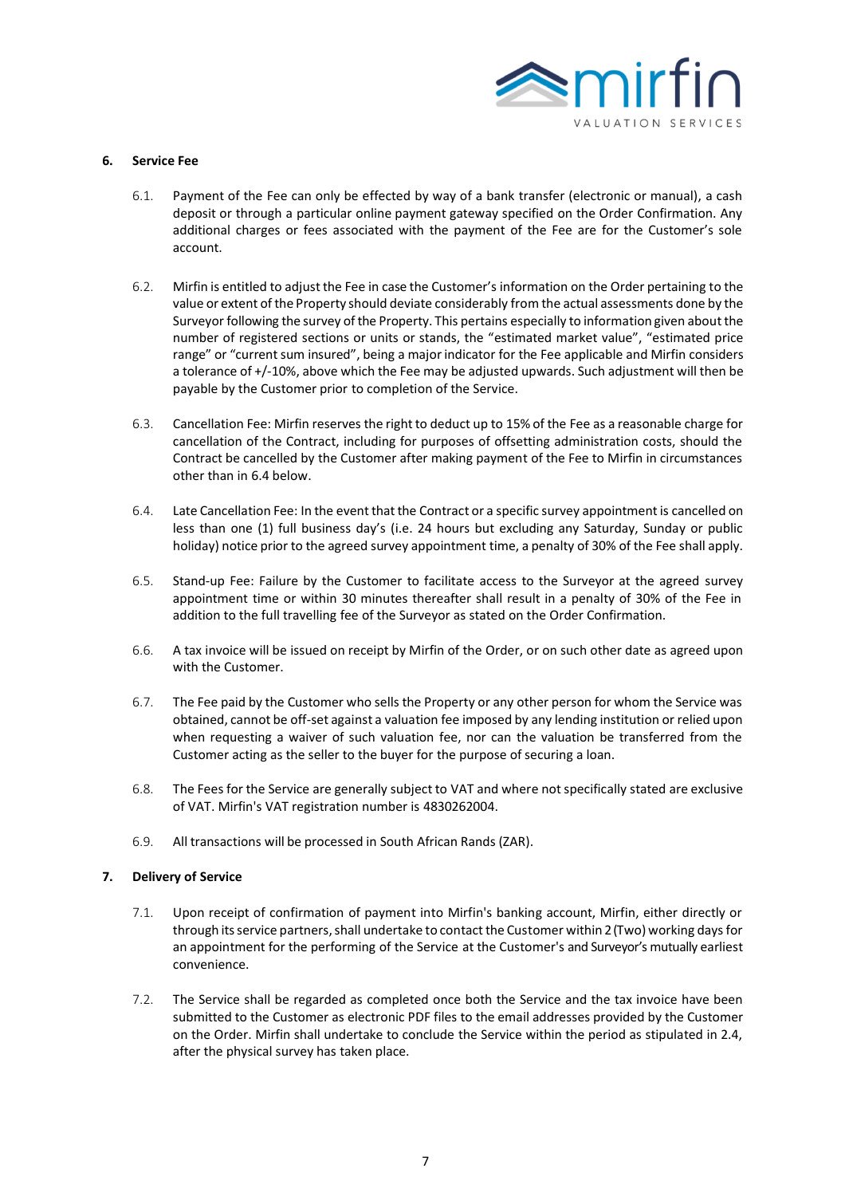## 6. Service Fee

6.1. Payment of the Fee can only be effected by way of a bank transfer (electronic or manual), a cash deposit or through a particular online payment gateway specified on the Order Confirmation. Any additional charges or fees associated with the payment of the Fee are for the Customer's sole account.

6.2. Mirfin is entitled to adjust the Fee in case the Customer's information on the Order pertaining to the value or extent of the Property should deviate considerably from the actual assessments done by the Surveyor following the survey of the Property. This pertains especially to information given about the number of registered sections or units or stands, the "estimated market value", "estimated price range" or "current sum insured", being a major indicator for the Fee applicable and Mirfin considers a tolerance of +/-10%, above which the Fee may be adjusted upwards. Such adjustment will then be payable by the Customer prior to completion of the Service.

6.3. Cancellation Fee: Mirfin reserves the right to deduct up to 15% of the Fee as a reasonable charge for cancellation of the Contract, including for purposes of offsetting administration costs, should the Contract be cancelled by the Customer after making payment of the Fee to Mirfin in circumstances other than in 6.4 below.

6.4. Late Cancellation Fee: In the event that the Contract or a specific survey appointment is cancelled on less than one (1) full business day's (i.e. 24 hours but excluding any Saturday, Sunday or public holiday) notice prior to the agreed survey appointment time, a penalty of 30% of the Fee shall apply.

6.5. Stand-up Fee: Failure by the Customer to facilitate access to the Surveyor at the agreed survey appointment time or within 30 minutes thereafter shall result in a penalty of 30% of the Fee in addition to the full travelling fee of the Surveyor as stated on the Order Confirmation.

6.6. A tax invoice will be issued on receipt by Mirfin of the Order, or on such other date as agreed upon with the Customer.

6.7. The Fee paid by the Customer who sells the Property or any other person for whom the Service was obtained, cannot be off-set against a valuation fee imposed by any lending institution or relied upon when requesting a waiver of such valuation fee, nor can the valuation be transferred from the Customer acting as the seller to the buyer for the purpose of securing a loan.

6.8. The Fees for the Service are generally subject to VAT and where not specifically stated are exclusive of VAT. Mirfin's VAT registration number is 4830262004.

6.9. All transactions will be processed in South African Rands (ZAR).

## 7. Delivery of Service

7.1. Upon receipt of confirmation of payment into Mirfin's banking account, Mirfin, either directly or through its service partners, shall undertake to contact the Customer within 2 (Two) working days for an appointment for the performing of the Service at the Customer's and Surveyor's mutually earliest convenience.

7.2. The Service shall be regarded as completed once both the Service and the tax invoice have been submitted to the Customer as electronic PDF files to the email addresses provided by the Customer on the Order. Mirfin shall undertake to conclude the Service within the period as stipulated in 2.4, after the physical survey has taken place.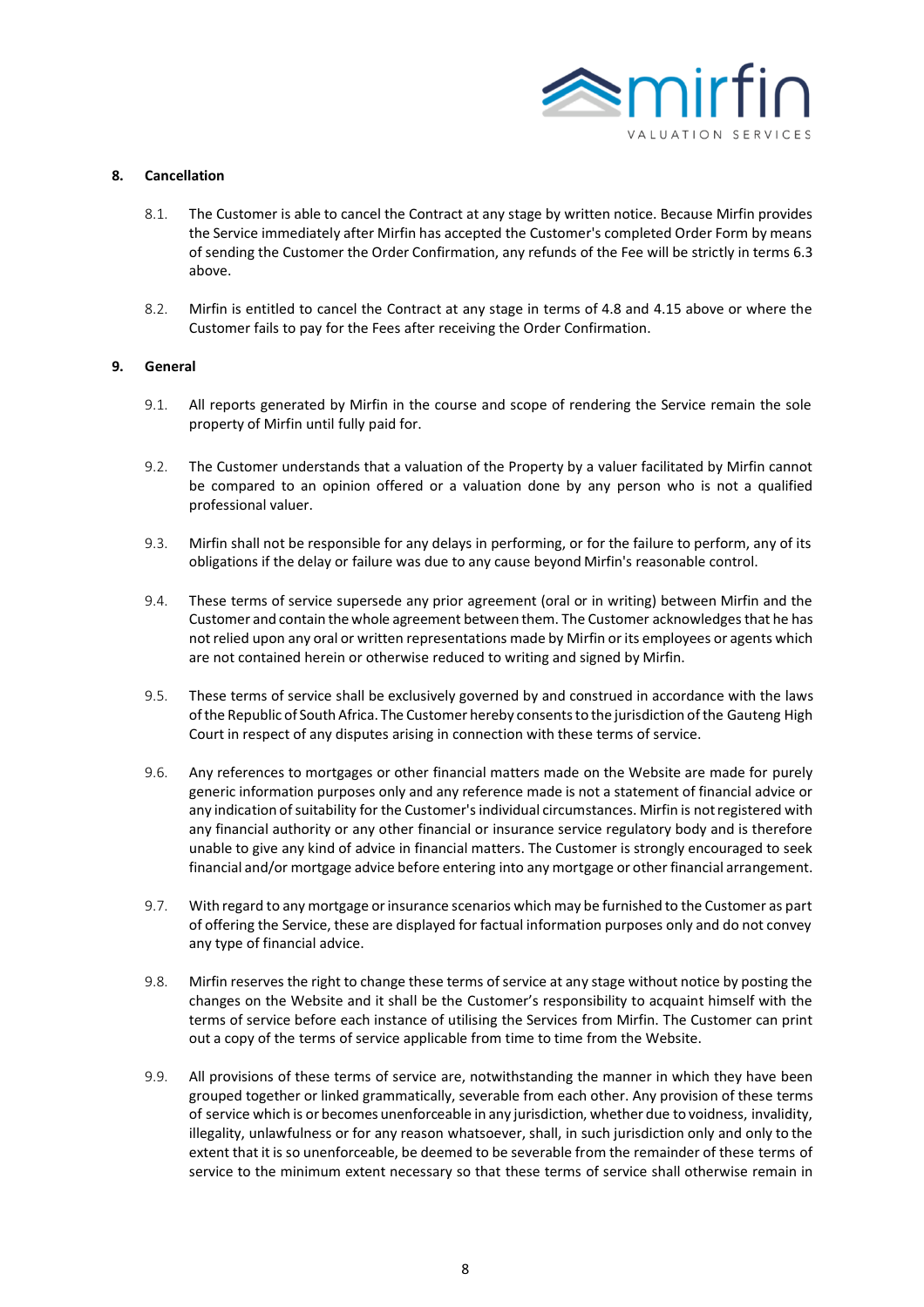## 8. Cancellation

8.1. The Customer is able to cancel the Contract at any stage by written notice. Because Mirfin provides the Service immediately after Mirfin has accepted the Customer's completed Order Form by means of sending the Customer the Order Confirmation, any refunds of the Fee will be strictly in terms 6.3 above.

8.2. Mirfin is entitled to cancel the Contract at any stage in terms of 4.8 and 4.15 above or where the Customer fails to pay for the Fees after receiving the Order Confirmation.

## 9. General

9.1. All reports generated by Mirfin in the course and scope of rendering the Service remain the sole property of Mirfin until fully paid for.

9.2. The Customer understands that a valuation of the Property by a valuer facilitated by Mirfin cannot be compared to an opinion offered or a valuation done by any person who is not a qualified professional valuer.

9.3. Mirfin shall not be responsible for any delays in performing, or for the failure to perform, any of its obligations if the delay or failure was due to any cause beyond Mirfin's reasonable control.

9.4. These terms of service supersede any prior agreement (oral or in writing) between Mirfin and the Customer and contain the whole agreement between them. The Customer acknowledges that he has not relied upon any oral or written representations made by Mirfin or its employees or agents which are not contained herein or otherwise reduced to writing and signed by Mirfin.

9.5. These terms of service shall be exclusively governed by and construed in accordance with the laws of the Republic of South Africa. The Customer hereby consents to the jurisdiction of the Gauteng High Court in respect of any disputes arising in connection with these terms of service.

9.6. Any references to mortgages or other financial matters made on the Website are made for purely generic information purposes only and any reference made is not a statement of financial advice or any indication of suitability for the Customer's individual circumstances. Mirfin is not registered with any financial authority or any other financial or insurance service regulatory body and is therefore unable to give any kind of advice in financial matters. The Customer is strongly encouraged to seek financial and/or mortgage advice before entering into any mortgage or other financial arrangement.

9.7. With regard to any mortgage or insurance scenarios which may be furnished to the Customer as part of offering the Service, these are displayed for factual information purposes only and do not convey any type of financial advice.

9.8. Mirfin reserves the right to change these terms of service at any stage without notice by posting the changes on the Website and it shall be the Customer's responsibility to acquaint himself with the terms of service before each instance of utilising the Services from Mirfin. The Customer can print out a copy of the terms of service applicable from time to time from the Website.

9.9. All provisions of these terms of service are, notwithstanding the manner in which they have been grouped together or linked grammatically, severable from each other. Any provision of these terms of service which is or becomes unenforceable in any jurisdiction, whether due to voidness, invalidity, illegality, unlawfulness or for any reason whatsoever, shall, in such jurisdiction only and only to the extent that it is so unenforceable, be deemed to be severable from the remainder of these terms of service to the minimum extent necessary so that these terms of service shall otherwise remain in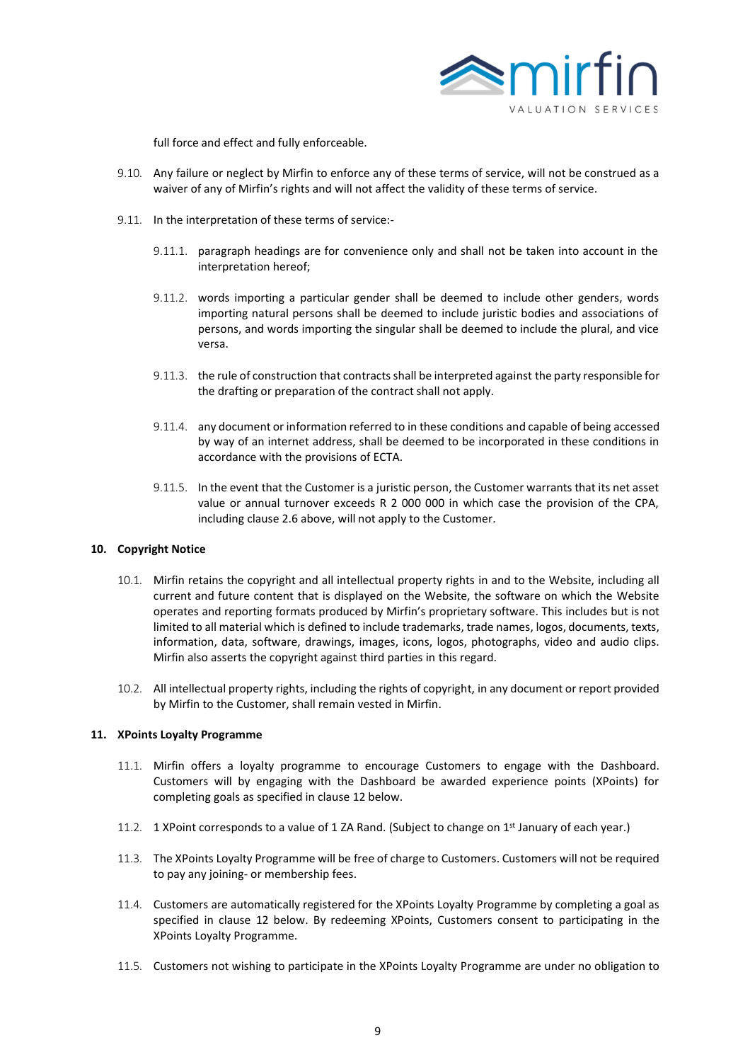full force and effect and fully enforceable.

9.10. Any failure or neglect by Mirfin to enforce any of these terms of service, will not be construed as a waiver of any of Mirfin's rights and will not affect the validity of these terms of service.

9.11. In the interpretation of these terms of service:-

9.11.1. paragraph headings are for convenience only and shall not be taken into account in the interpretation hereof;

9.11.2. words importing a particular gender shall be deemed to include other genders, words importing natural persons shall be deemed to include juristic bodies and associations of persons, and words importing the singular shall be deemed to include the plural, and vice versa.

9.11.3. the rule of construction that contracts shall be interpreted against the party responsible for the drafting or preparation of the contract shall not apply.

9.11.4. any document or information referred to in these conditions and capable of being accessed by way of an internet address, shall be deemed to be incorporated in these conditions in accordance with the provisions of ECTA.

9.11.5. In the event that the Customer is a juristic person, the Customer warrants that its net asset value or annual turnover exceeds R 2 000 000 in which case the provision of the CPA, including clause 2.6 above, will not apply to the Customer.

**10. Copyright Notice**

10.1. Mirfin retains the copyright and all intellectual property rights in and to the Website, including all current and future content that is displayed on the Website, the software on which the Website operates and reporting formats produced by Mirfin's proprietary software. This includes but is not limited to all material which is defined to include trademarks, trade names, logos, documents, texts, information, data, software, drawings, images, icons, logos, photographs, video and audio clips. Mirfin also asserts the copyright against third parties in this regard.

10.2. All intellectual property rights, including the rights of copyright, in any document or report provided by Mirfin to the Customer, shall remain vested in Mirfin.

**11. XPoints Loyalty Programme**

11.1. Mirfin offers a loyalty programme to encourage Customers to engage with the Dashboard. Customers will by engaging with the Dashboard be awarded experience points (XPoints) for completing goals as specified in clause 12 below.

11.2. 1 XPoint corresponds to a value of 1 ZA Rand. (Subject to change on 1st January of each year.)

11.3. The XPoints Loyalty Programme will be free of charge to Customers. Customers will not be required to pay any joining- or membership fees.

11.4. Customers are automatically registered for the XPoints Loyalty Programme by completing a goal as specified in clause 12 below. By redeeming XPoints, Customers consent to participating in the XPoints Loyalty Programme.

11.5. Customers not wishing to participate in the XPoints Loyalty Programme are under no obligation to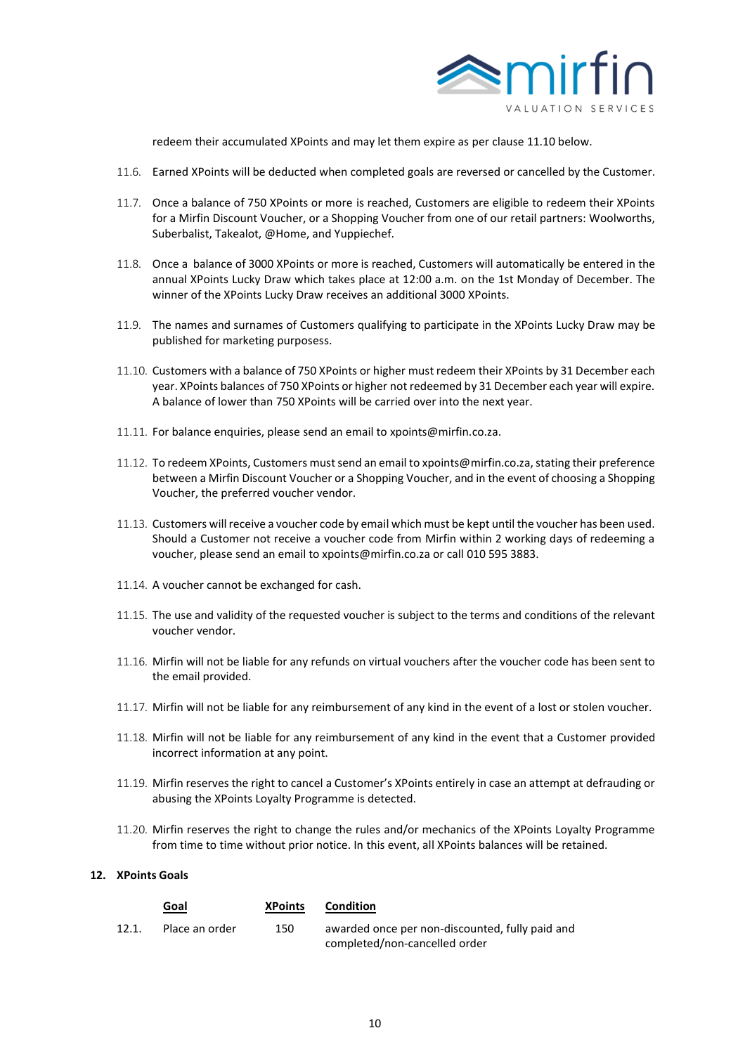redeem their accumulated XPoints and may let them expire as per clause 11.10 below.

11.6. Earned XPoints will be deducted when completed goals are reversed or cancelled by the Customer.

11.7. Once a balance of 750 XPoints or more is reached, Customers are eligible to redeem their XPoints for a Mirfin Discount Voucher, or a Shopping Voucher from one of our retail partners: Woolworths, Suberbalist, Takealot, @Home, and Yuppiechef.

11.8. Once a balance of 3000 XPoints or more is reached, Customers will automatically be entered in the annual XPoints Lucky Draw which takes place at 12:00 a.m. on the 1st Monday of December. The winner of the XPoints Lucky Draw receives an additional 3000 XPoints.

11.9. The names and surnames of Customers qualifying to participate in the XPoints Lucky Draw may be published for marketing purposess.

11.10. Customers with a balance of 750 XPoints or higher must redeem their XPoints by 31 December each year. XPoints balances of 750 XPoints or higher not redeemed by 31 December each year will expire. A balance of lower than 750 XPoints will be carried over into the next year.

11.11. For balance enquiries, please send an email to xpoints@mirfin.co.za.

11.12. To redeem XPoints, Customers must send an email to xpoints@mirfin.co.za, stating their preference between a Mirfin Discount Voucher or a Shopping Voucher, and in the event of choosing a Shopping Voucher, the preferred voucher vendor.

11.13. Customers will receive a voucher code by email which must be kept until the voucher has been used. Should a Customer not receive a voucher code from Mirfin within 2 working days of redeeming a voucher, please send an email to xpoints@mirfin.co.za or call 010 595 3883.

11.14. A voucher cannot be exchanged for cash.

11.15. The use and validity of the requested voucher is subject to the terms and conditions of the relevant voucher vendor.

11.16. Mirfin will not be liable for any refunds on virtual vouchers after the voucher code has been sent to the email provided.

11.17. Mirfin will not be liable for any reimbursement of any kind in the event of a lost or stolen voucher.

11.18. Mirfin will not be liable for any reimbursement of any kind in the event that a Customer provided incorrect information at any point.

11.19. Mirfin reserves the right to cancel a Customer's XPoints entirely in case an attempt at defrauding or abusing the XPoints Loyalty Programme is detected.

11.20. Mirfin reserves the right to change the rules and/or mechanics of the XPoints Loyalty Programme from time to time without prior notice. In this event, all XPoints balances will be retained.

## 12. XPoints Goals

| | Goal | XPoints | Condition |
|---|---|---|---|
| 12.1. | Place an order | 150 | awarded once per non-discounted, fully paid and completed/non-cancelled order |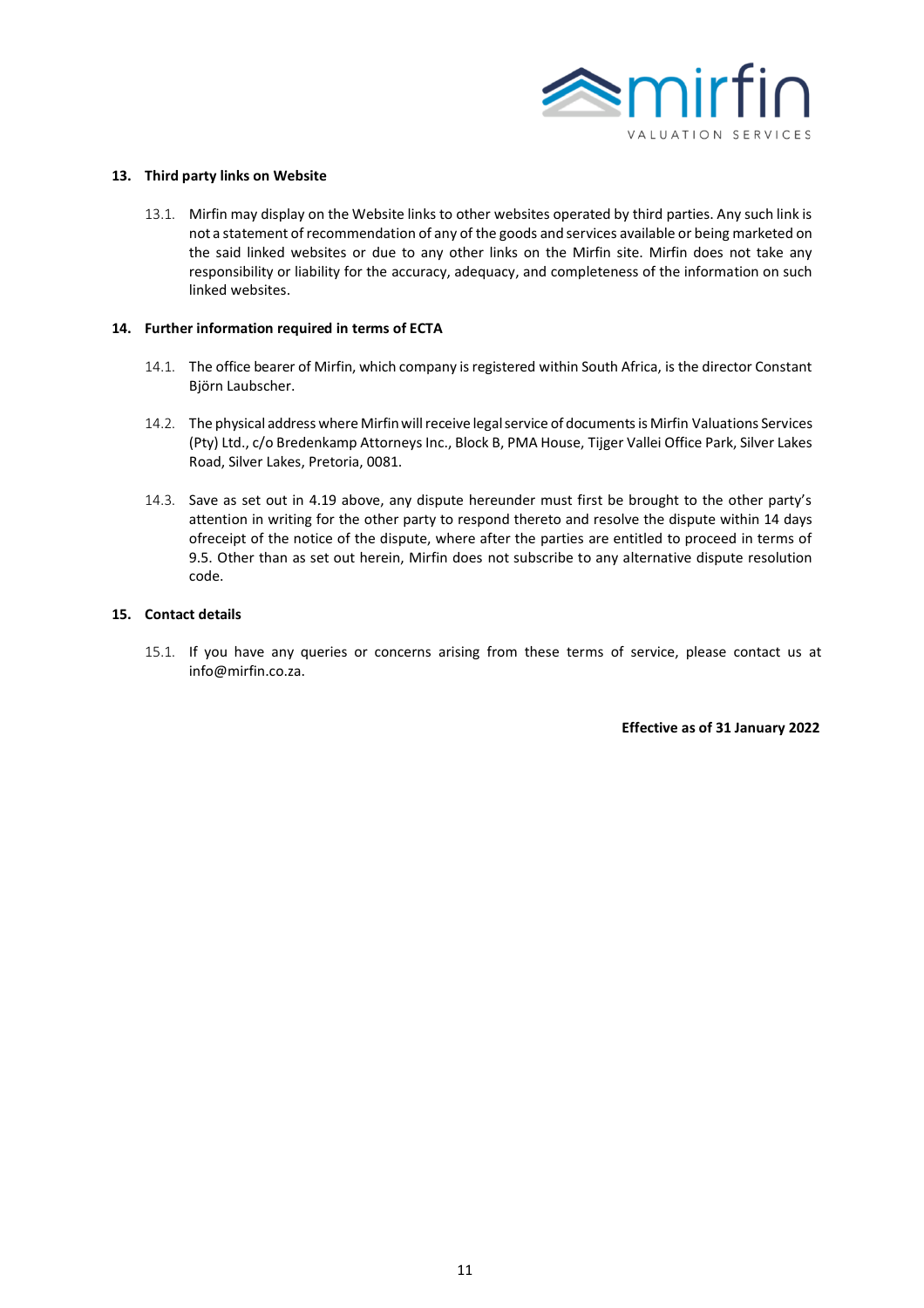## 13. Third party links on Website

13.1. Mirfin may display on the Website links to other websites operated by third parties. Any such link is not a statement of recommendation of any of the goods and services available or being marketed on the said linked websites or due to any other links on the Mirfin site. Mirfin does not take any responsibility or liability for the accuracy, adequacy, and completeness of the information on such linked websites.

## 14. Further information required in terms of ECTA

14.1. The office bearer of Mirfin, which company is registered within South Africa, is the director Constant Björn Laubscher.

14.2. The physical address where Mirfin will receive legal service of documents is Mirfin Valuations Services (Pty) Ltd., c/o Bredenkamp Attorneys Inc., Block B, PMA House, Tijger Vallei Office Park, Silver Lakes Road, Silver Lakes, Pretoria, 0081.

14.3. Save as set out in 4.19 above, any dispute hereunder must first be brought to the other party's attention in writing for the other party to respond thereto and resolve the dispute within 14 days ofreceipt of the notice of the dispute, where after the parties are entitled to proceed in terms of 9.5. Other than as set out herein, Mirfin does not subscribe to any alternative dispute resolution code.

## 15. Contact details

15.1. If you have any queries or concerns arising from these terms of service, please contact us at info@mirfin.co.za.

**Effective as of 31 January 2022**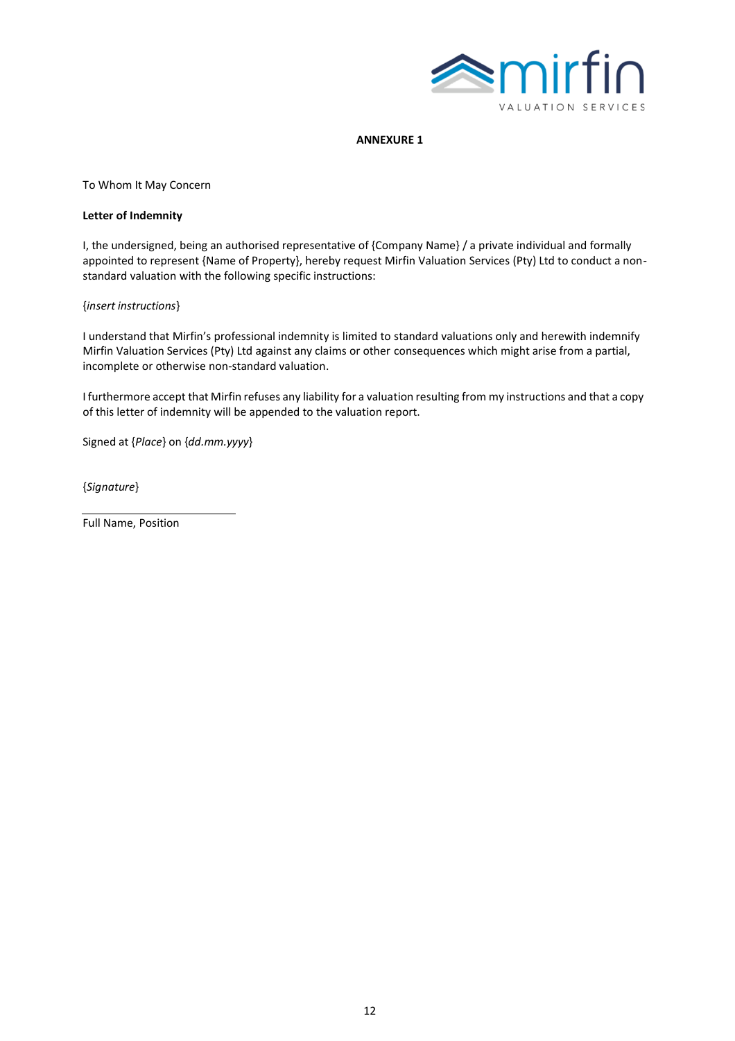**ANNEXURE 1**

To Whom It May Concern

**Letter of Indemnity**

I, the undersigned, being an authorised representative of {Company Name} / a private individual and formally appointed to represent {Name of Property}, hereby request Mirfin Valuation Services (Pty) Ltd to conduct a non-standard valuation with the following specific instructions:

{*insert instructions*}

I understand that Mirfin's professional indemnity is limited to standard valuations only and herewith indemnify Mirfin Valuation Services (Pty) Ltd against any claims or other consequences which might arise from a partial, incomplete or otherwise non-standard valuation.

I furthermore accept that Mirfin refuses any liability for a valuation resulting from my instructions and that a copy of this letter of indemnity will be appended to the valuation report.

Signed at {*Place*} on {*dd.mm.yyyy*}

{*Signature*}

\_\_\_\_\_\_\_\_\_\_\_\_\_\_\_\_\_\_\_\_\_\_\_\_

Full Name, Position